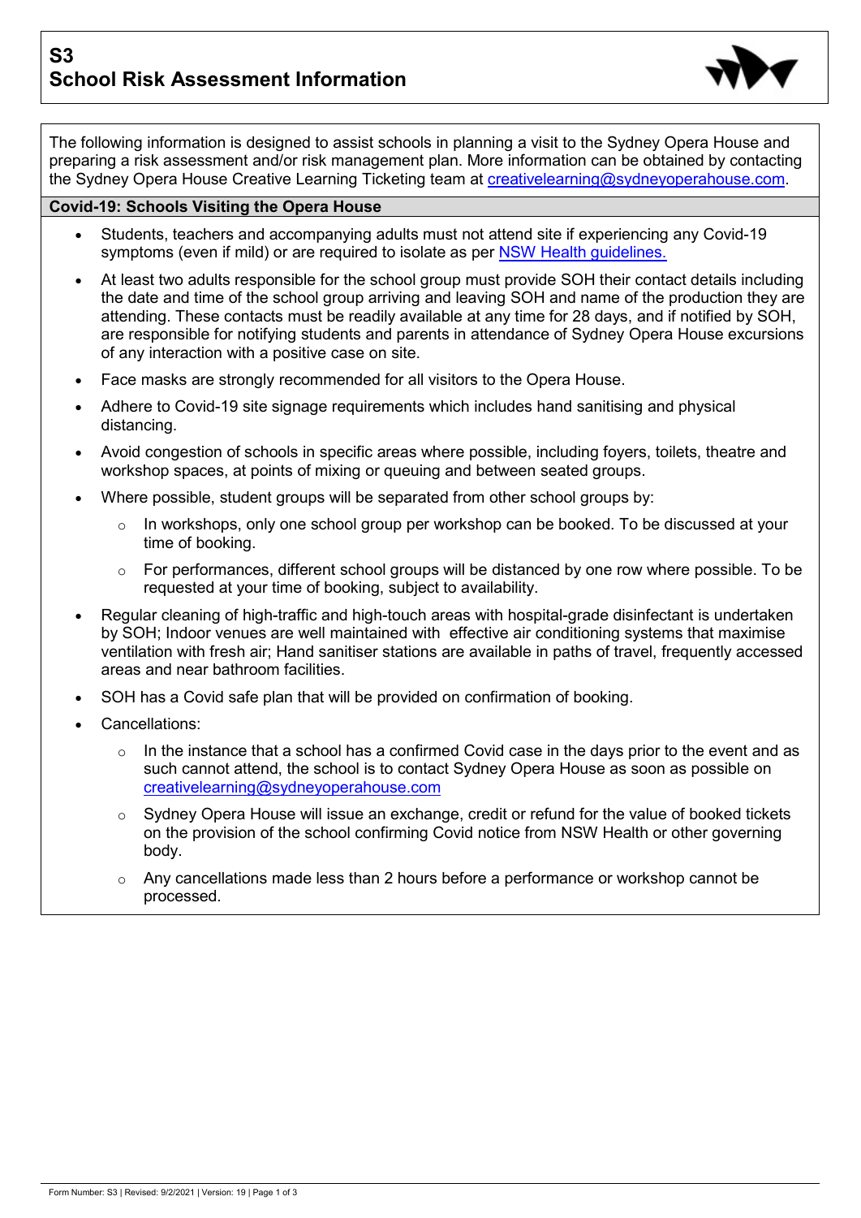# S3
# School Risk Assessment Information

The following information is designed to assist schools in planning a visit to the Sydney Opera House and preparing a risk assessment and/or risk management plan. More information can be obtained by contacting the Sydney Opera House Creative Learning Ticketing team at [creativelearning@sydneyoperahouse.com](mailto:creativelearning@sydneyoperahouse.com).

## Covid-19: Schools Visiting the Opera House

- Students, teachers and accompanying adults must not attend site if experiencing any Covid-19 symptoms (even if mild) or are required to isolate as per NSW Health guidelines.
- At least two adults responsible for the school group must provide SOH their contact details including the date and time of the school group arriving and leaving SOH and name of the production they are attending. These contacts must be readily available at any time for 28 days, and if notified by SOH, are responsible for notifying students and parents in attendance of Sydney Opera House excursions of any interaction with a positive case on site.
- Face masks are strongly recommended for all visitors to the Opera House.
- Adhere to Covid-19 site signage requirements which includes hand sanitising and physical distancing.
- Avoid congestion of schools in specific areas where possible, including foyers, toilets, theatre and workshop spaces, at points of mixing or queuing and between seated groups.
- Where possible, student groups will be separated from other school groups by:
  - In workshops, only one school group per workshop can be booked. To be discussed at your time of booking.
  - For performances, different school groups will be distanced by one row where possible. To be requested at your time of booking, subject to availability.
- Regular cleaning of high-traffic and high-touch areas with hospital-grade disinfectant is undertaken by SOH; Indoor venues are well maintained with effective air conditioning systems that maximise ventilation with fresh air; Hand sanitiser stations are available in paths of travel, frequently accessed areas and near bathroom facilities.
- SOH has a Covid safe plan that will be provided on confirmation of booking.
- Cancellations:
  - In the instance that a school has a confirmed Covid case in the days prior to the event and as such cannot attend, the school is to contact Sydney Opera House as soon as possible on [creativelearning@sydneyoperahouse.com](mailto:creativelearning@sydneyoperahouse.com)
  - Sydney Opera House will issue an exchange, credit or refund for the value of booked tickets on the provision of the school confirming Covid notice from NSW Health or other governing body.
  - Any cancellations made less than 2 hours before a performance or workshop cannot be processed.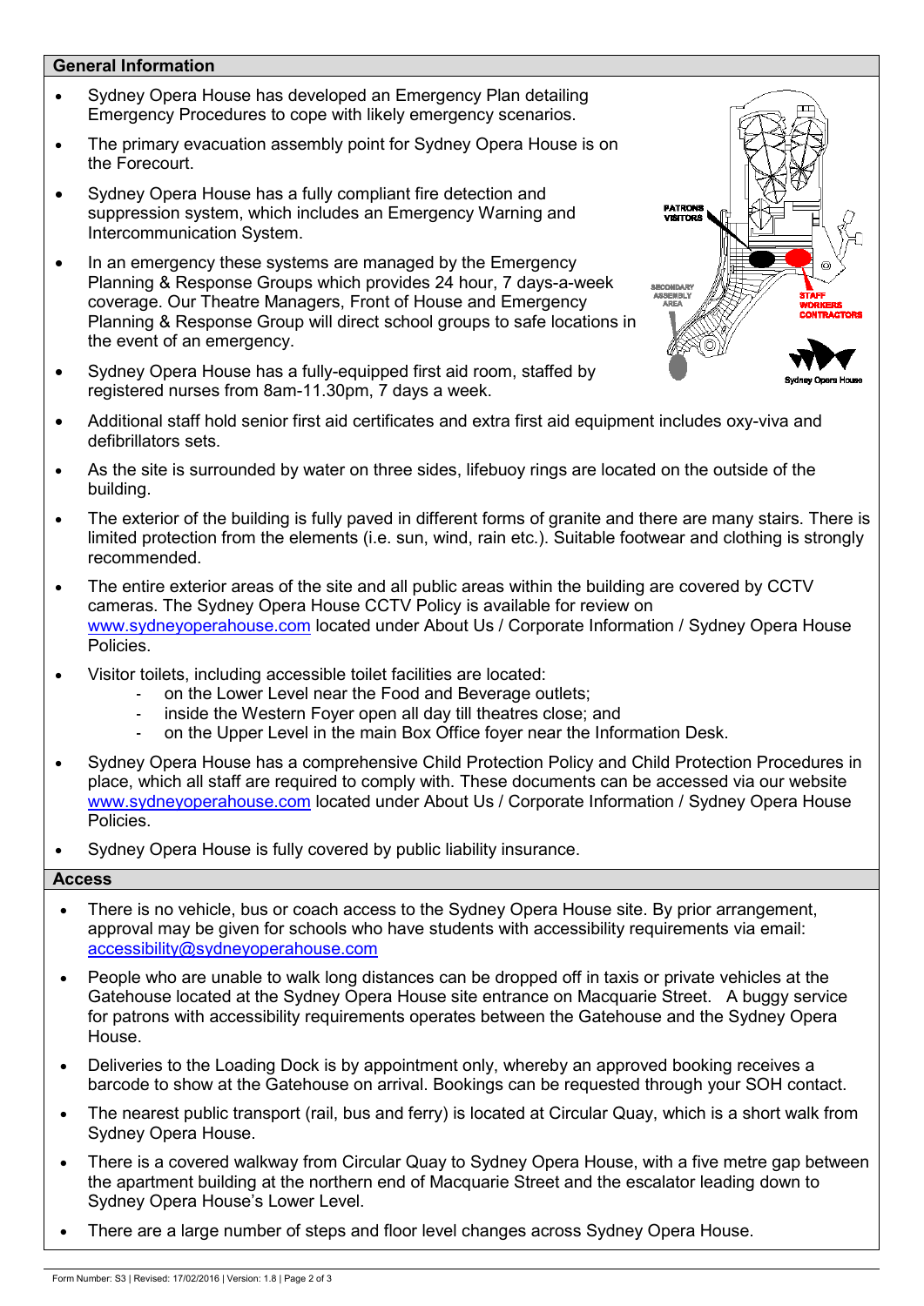## General Information

- Sydney Opera House has developed an Emergency Plan detailing Emergency Procedures to cope with likely emergency scenarios.
- The primary evacuation assembly point for Sydney Opera House is on the Forecourt.
- Sydney Opera House has a fully compliant fire detection and suppression system, which includes an Emergency Warning and Intercommunication System.
- In an emergency these systems are managed by the Emergency Planning & Response Groups which provides 24 hour, 7 days-a-week coverage. Our Theatre Managers, Front of House and Emergency Planning & Response Group will direct school groups to safe locations in the event of an emergency.
- Sydney Opera House has a fully-equipped first aid room, staffed by registered nurses from 8am-11.30pm, 7 days a week.
- Additional staff hold senior first aid certificates and extra first aid equipment includes oxy-viva and defibrillators sets.
- As the site is surrounded by water on three sides, lifebuoy rings are located on the outside of the building.
- The exterior of the building is fully paved in different forms of granite and there are many stairs. There is limited protection from the elements (i.e. sun, wind, rain etc.). Suitable footwear and clothing is strongly recommended.
- The entire exterior areas of the site and all public areas within the building are covered by CCTV cameras. The Sydney Opera House CCTV Policy is available for review on www.sydneyoperahouse.com located under About Us / Corporate Information / Sydney Opera House Policies.
- Visitor toilets, including accessible toilet facilities are located:
  - on the Lower Level near the Food and Beverage outlets;
  - inside the Western Foyer open all day till theatres close; and
  - on the Upper Level in the main Box Office foyer near the Information Desk.
- Sydney Opera House has a comprehensive Child Protection Policy and Child Protection Procedures in place, which all staff are required to comply with. These documents can be accessed via our website www.sydneyoperahouse.com located under About Us / Corporate Information / Sydney Opera House Policies.
- Sydney Opera House is fully covered by public liability insurance.

## Access

- There is no vehicle, bus or coach access to the Sydney Opera House site. By prior arrangement, approval may be given for schools who have students with accessibility requirements via email: accessibility@sydneyoperahouse.com
- People who are unable to walk long distances can be dropped off in taxis or private vehicles at the Gatehouse located at the Sydney Opera House site entrance on Macquarie Street. A buggy service for patrons with accessibility requirements operates between the Gatehouse and the Sydney Opera House.
- Deliveries to the Loading Dock is by appointment only, whereby an approved booking receives a barcode to show at the Gatehouse on arrival. Bookings can be requested through your SOH contact.
- The nearest public transport (rail, bus and ferry) is located at Circular Quay, which is a short walk from Sydney Opera House.
- There is a covered walkway from Circular Quay to Sydney Opera House, with a five metre gap between the apartment building at the northern end of Macquarie Street and the escalator leading down to Sydney Opera House's Lower Level.
- There are a large number of steps and floor level changes across Sydney Opera House.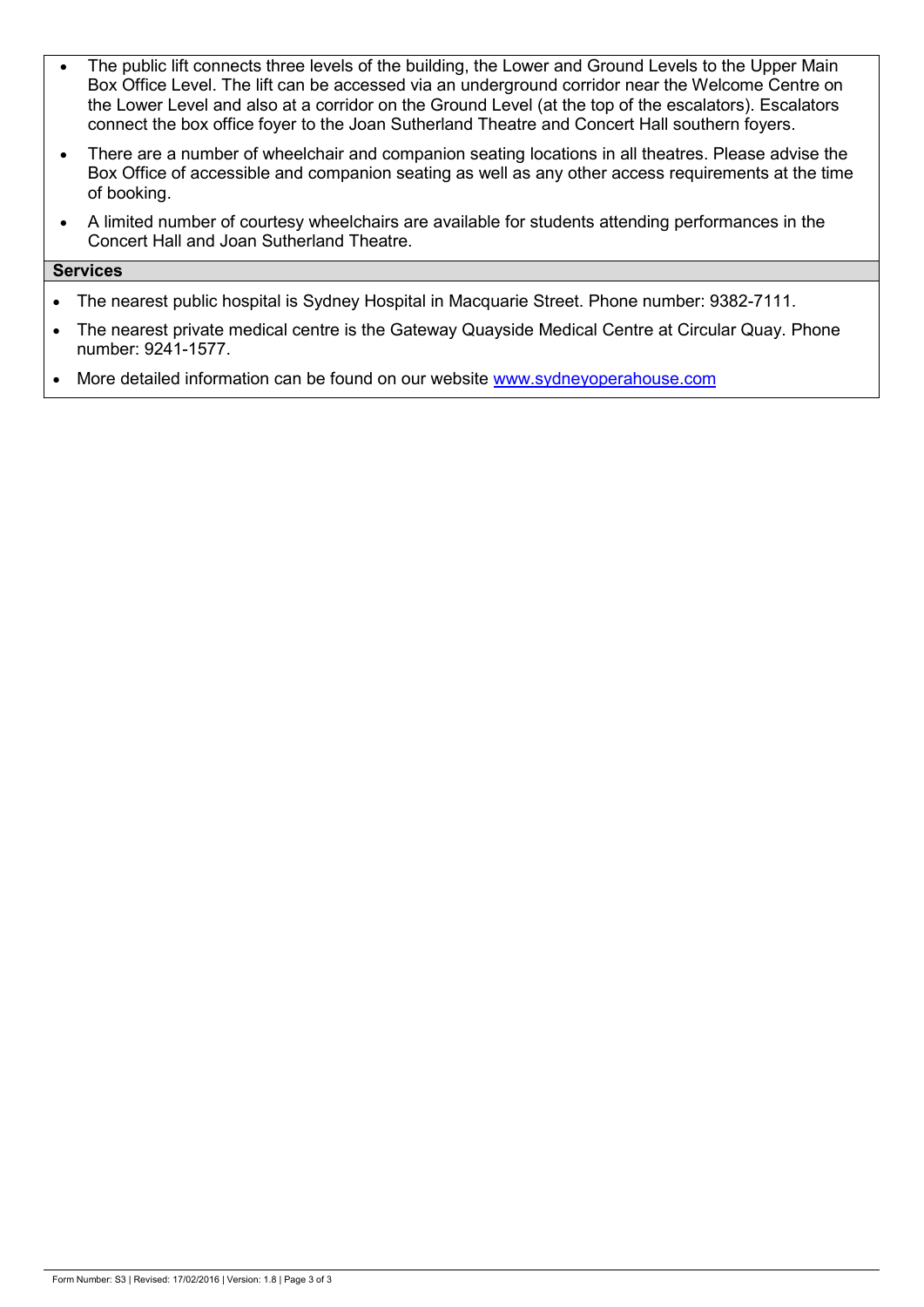- The public lift connects three levels of the building, the Lower and Ground Levels to the Upper Main Box Office Level. The lift can be accessed via an underground corridor near the Welcome Centre on the Lower Level and also at a corridor on the Ground Level (at the top of the escalators). Escalators connect the box office foyer to the Joan Sutherland Theatre and Concert Hall southern foyers.
- There are a number of wheelchair and companion seating locations in all theatres. Please advise the Box Office of accessible and companion seating as well as any other access requirements at the time of booking.
- A limited number of courtesy wheelchairs are available for students attending performances in the Concert Hall and Joan Sutherland Theatre.

**Services**

- The nearest public hospital is Sydney Hospital in Macquarie Street. Phone number: 9382-7111.
- The nearest private medical centre is the Gateway Quayside Medical Centre at Circular Quay. Phone number: 9241-1577.
- More detailed information can be found on our website [www.sydneyoperahouse.com](http://www.sydneyoperahouse.com)